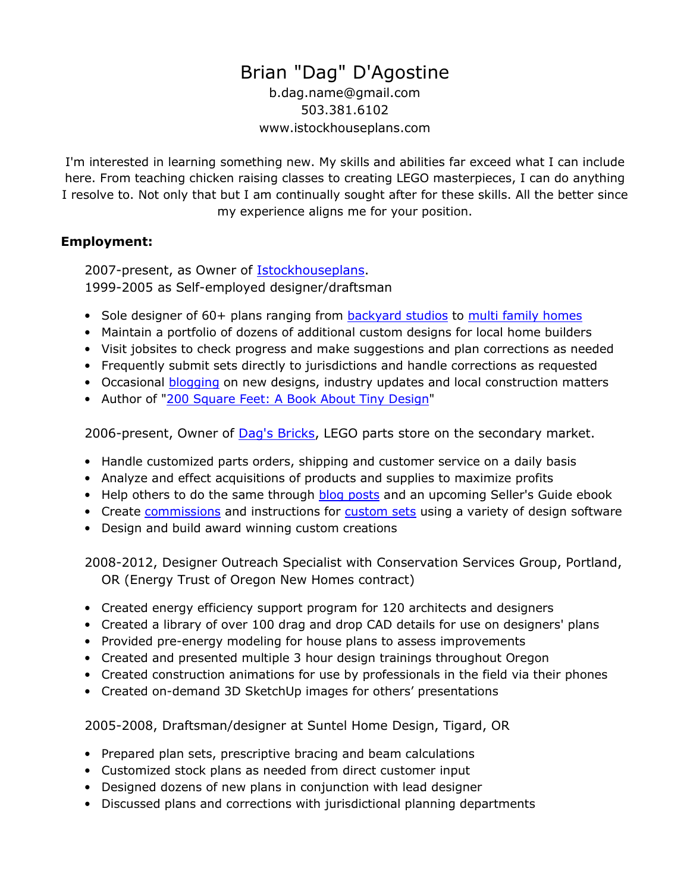# Brian "Dag" D'Agostine

b.dag.name@gmail.com
503.381.6102
www.istockhouseplans.com

I'm interested in learning something new. My skills and abilities far exceed what I can include here. From teaching chicken raising classes to creating LEGO masterpieces, I can do anything I resolve to. Not only that but I am continually sought after for these skills. All the better since my experience aligns me for your position.

**Employment:**

2007-present, as Owner of Istockhouseplans.
1999-2005 as Self-employed designer/draftsman

- Sole designer of 60+ plans ranging from backyard studios to multi family homes
- Maintain a portfolio of dozens of additional custom designs for local home builders
- Visit jobsites to check progress and make suggestions and plan corrections as needed
- Frequently submit sets directly to jurisdictions and handle corrections as requested
- Occasional blogging on new designs, industry updates and local construction matters
- Author of "200 Square Feet: A Book About Tiny Design"

2006-present, Owner of Dag's Bricks, LEGO parts store on the secondary market.

- Handle customized parts orders, shipping and customer service on a daily basis
- Analyze and effect acquisitions of products and supplies to maximize profits
- Help others to do the same through blog posts and an upcoming Seller's Guide ebook
- Create commissions and instructions for custom sets using a variety of design software
- Design and build award winning custom creations

2008-2012, Designer Outreach Specialist with Conservation Services Group, Portland, OR (Energy Trust of Oregon New Homes contract)

- Created energy efficiency support program for 120 architects and designers
- Created a library of over 100 drag and drop CAD details for use on designers' plans
- Provided pre-energy modeling for house plans to assess improvements
- Created and presented multiple 3 hour design trainings throughout Oregon
- Created construction animations for use by professionals in the field via their phones
- Created on-demand 3D SketchUp images for others' presentations

2005-2008, Draftsman/designer at Suntel Home Design, Tigard, OR

- Prepared plan sets, prescriptive bracing and beam calculations
- Customized stock plans as needed from direct customer input
- Designed dozens of new plans in conjunction with lead designer
- Discussed plans and corrections with jurisdictional planning departments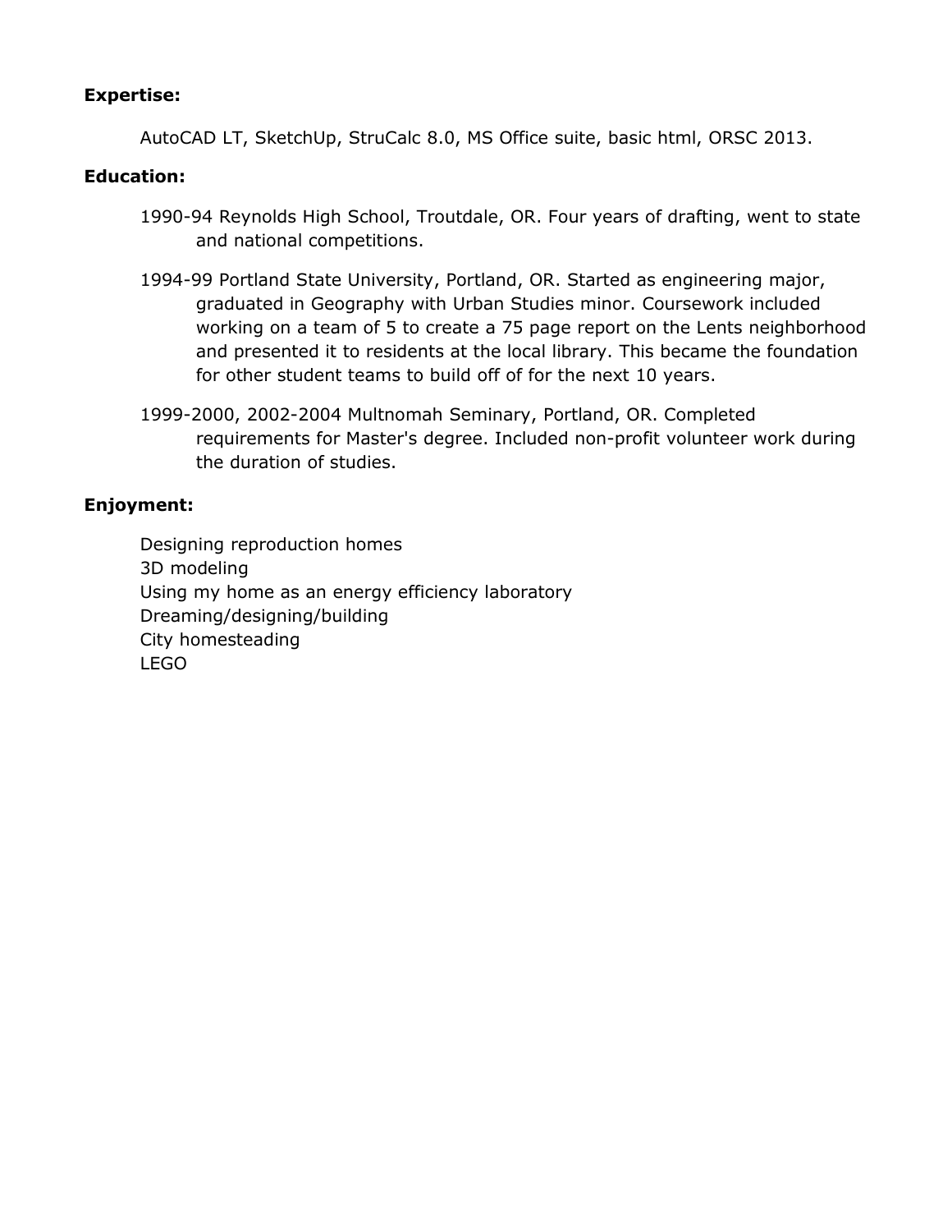**Expertise:**

AutoCAD LT, SketchUp, StruCalc 8.0, MS Office suite, basic html, ORSC 2013.

**Education:**

1990-94 Reynolds High School, Troutdale, OR. Four years of drafting, went to state and national competitions.

1994-99 Portland State University, Portland, OR. Started as engineering major, graduated in Geography with Urban Studies minor. Coursework included working on a team of 5 to create a 75 page report on the Lents neighborhood and presented it to residents at the local library. This became the foundation for other student teams to build off of for the next 10 years.

1999-2000, 2002-2004 Multnomah Seminary, Portland, OR. Completed requirements for Master's degree. Included non-profit volunteer work during the duration of studies.

**Enjoyment:**

Designing reproduction homes
3D modeling
Using my home as an energy efficiency laboratory
Dreaming/designing/building
City homesteading
LEGO